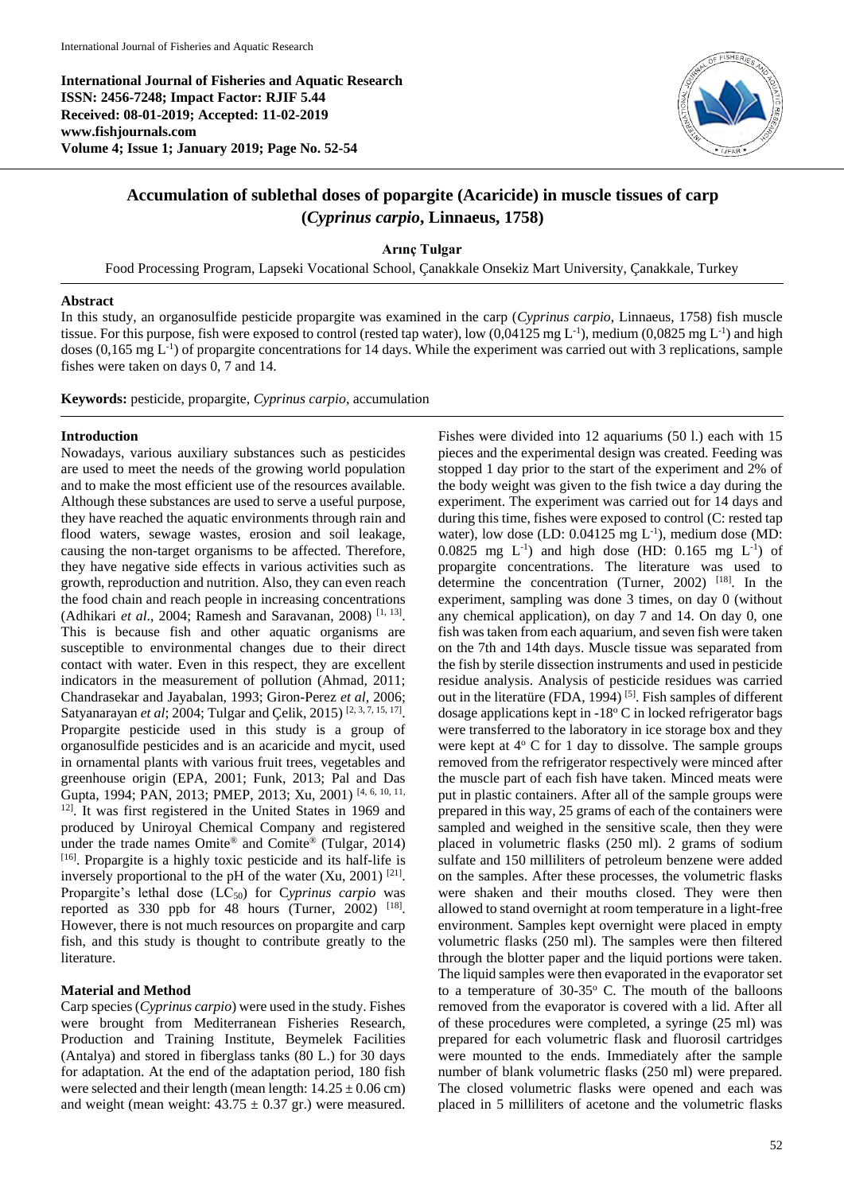**International Journal of Fisheries and Aquatic Research**
**ISSN: 2456-7248; Impact Factor: RJIF 5.44**
**Received: 08-01-2019; Accepted: 11-02-2019**
**www.fishjournals.com**
**Volume 4; Issue 1; January 2019; Page No. 52-54**

# Accumulation of sublethal doses of popargite (Acaricide) in muscle tissues of carp (*Cyprinus carpio*, Linnaeus, 1758)

**Arınç Tulgar**

Food Processing Program, Lapseki Vocational School, Çanakkale Onsekiz Mart University, Çanakkale, Turkey

## Abstract

In this study, an organosulfide pesticide propargite was examined in the carp (*Cyprinus carpio*, Linnaeus, 1758) fish muscle tissue. For this purpose, fish were exposed to control (rested tap water), low (0,04125 mg $L^{-1}$), medium (0,0825 mg $L^{-1}$) and high doses (0,165 mg $L^{-1}$) of propargite concentrations for 14 days. While the experiment was carried out with 3 replications, sample fishes were taken on days 0, 7 and 14.

**Keywords:** pesticide, propargite, *Cyprinus carpio*, accumulation

## Introduction

Nowadays, various auxiliary substances such as pesticides are used to meet the needs of the growing world population and to make the most efficient use of the resources available. Although these substances are used to serve a useful purpose, they have reached the aquatic environments through rain and flood waters, sewage wastes, erosion and soil leakage, causing the non-target organisms to be affected. Therefore, they have negative side effects in various activities such as growth, reproduction and nutrition. Also, they can even reach the food chain and reach people in increasing concentrations (Adhikari *et al*., 2004; Ramesh and Saravanan, 2008) [1, 13]. This is because fish and other aquatic organisms are susceptible to environmental changes due to their direct contact with water. Even in this respect, they are excellent indicators in the measurement of pollution (Ahmad, 2011; Chandrasekar and Jayabalan, 1993; Giron-Perez *et al*, 2006; Satyanarayan *et al*; 2004; Tulgar and Çelik, 2015) [2, 3, 7, 15, 17]. Propargite pesticide used in this study is a group of organosulfide pesticides and is an acaricide and mycit, used in ornamental plants with various fruit trees, vegetables and greenhouse origin (EPA, 2001; Funk, 2013; Pal and Das Gupta, 1994; PAN, 2013; PMEP, 2013; Xu, 2001) [4, 6, 10, 11, 12]. It was first registered in the United States in 1969 and produced by Uniroyal Chemical Company and registered under the trade names Omite® and Comite® (Tulgar, 2014) [16]. Propargite is a highly toxic pesticide and its half-life is inversely proportional to the pH of the water (Xu, 2001) [21]. Propargite's lethal dose ($LC_{50}$) for C*yprinus carpio* was reported as 330 ppb for 48 hours (Turner, 2002) [18]. However, there is not much resources on propargite and carp fish, and this study is thought to contribute greatly to the literature.

## Material and Method

Carp species (*Cyprinus carpio*) were used in the study. Fishes were brought from Mediterranean Fisheries Research, Production and Training Institute, Beymelek Facilities (Antalya) and stored in fiberglass tanks (80 L.) for 30 days for adaptation. At the end of the adaptation period, 180 fish were selected and their length (mean length: $14.25 \pm 0.06$ cm) and weight (mean weight: $43.75 \pm 0.37$ gr.) were measured. Fishes were divided into 12 aquariums (50 l.) each with 15 pieces and the experimental design was created. Feeding was stopped 1 day prior to the start of the experiment and 2% of the body weight was given to the fish twice a day during the experiment. The experiment was carried out for 14 days and during this time, fishes were exposed to control (C: rested tap water), low dose (LD: 0.04125 mg $L^{-1}$), medium dose (MD: 0.0825 mg $L^{-1}$) and high dose (HD: 0.165 mg $L^{-1}$) of propargite concentrations. The literature was used to determine the concentration (Turner, 2002) [18]. In the experiment, sampling was done 3 times, on day 0 (without any chemical application), on day 7 and 14. On day 0, one fish was taken from each aquarium, and seven fish were taken on the 7th and 14th days. Muscle tissue was separated from the fish by sterile dissection instruments and used in pesticide residue analysis. Analysis of pesticide residues was carried out in the literatüre (FDA, 1994) [5]. Fish samples of different dosage applications kept in -18° C in locked refrigerator bags were transferred to the laboratory in ice storage box and they were kept at 4° C for 1 day to dissolve. The sample groups removed from the refrigerator respectively were minced after the muscle part of each fish have taken. Minced meats were put in plastic containers. After all of the sample groups were prepared in this way, 25 grams of each of the containers were sampled and weighed in the sensitive scale, then they were placed in volumetric flasks (250 ml). 2 grams of sodium sulfate and 150 milliliters of petroleum benzene were added on the samples. After these processes, the volumetric flasks were shaken and their mouths closed. They were then allowed to stand overnight at room temperature in a light-free environment. Samples kept overnight were placed in empty volumetric flasks (250 ml). The samples were then filtered through the blotter paper and the liquid portions were taken. The liquid samples were then evaporated in the evaporator set to a temperature of 30-35° C. The mouth of the balloons removed from the evaporator is covered with a lid. After all of these procedures were completed, a syringe (25 ml) was prepared for each volumetric flask and fluorosil cartridges were mounted to the ends. Immediately after the sample number of blank volumetric flasks (250 ml) were prepared. The closed volumetric flasks were opened and each was placed in 5 milliliters of acetone and the volumetric flasks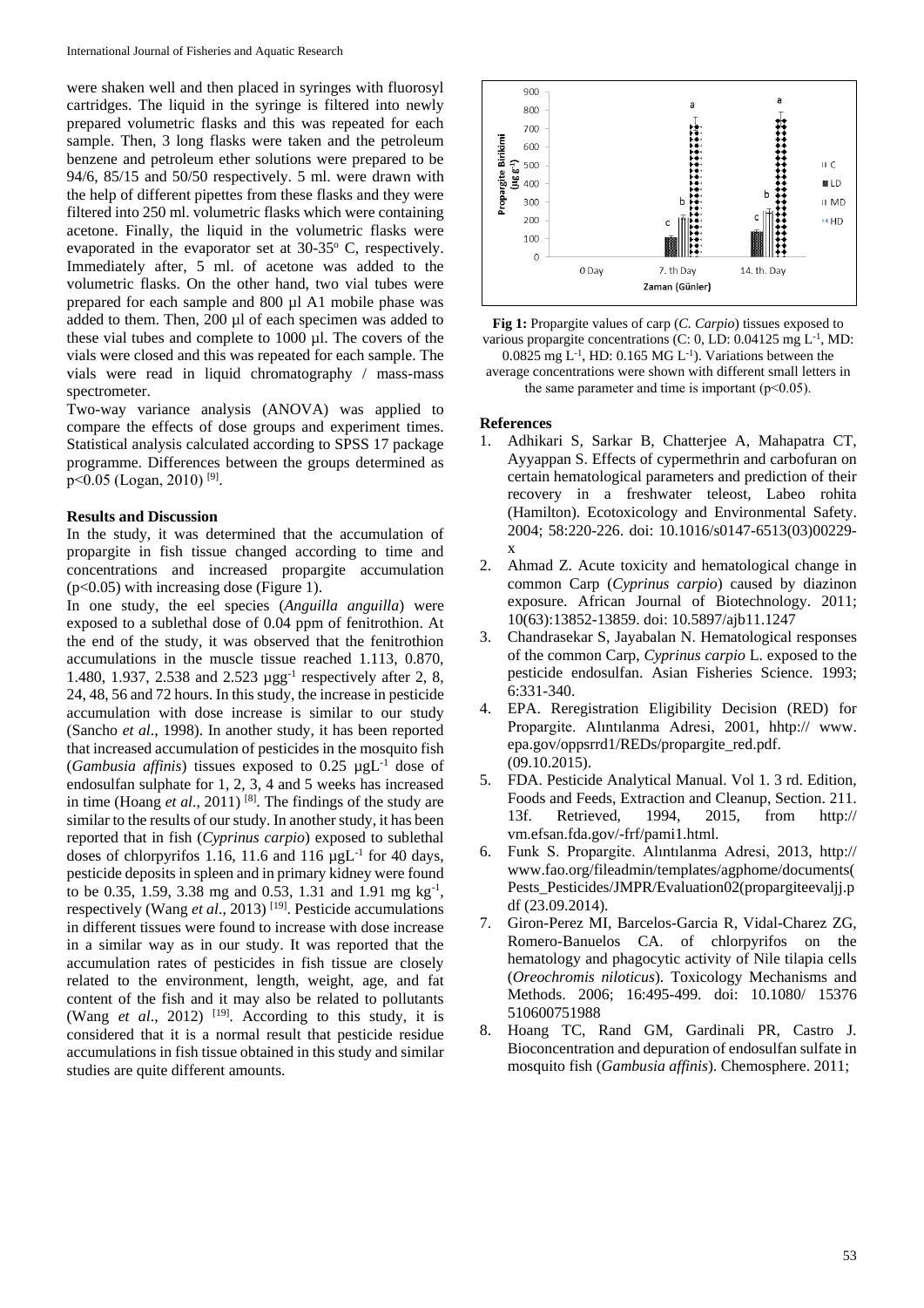were shaken well and then placed in syringes with fluorosyl cartridges. The liquid in the syringe is filtered into newly prepared volumetric flasks and this was repeated for each sample. Then, 3 long flasks were taken and the petroleum benzene and petroleum ether solutions were prepared to be 94/6, 85/15 and 50/50 respectively. 5 ml. were drawn with the help of different pipettes from these flasks and they were filtered into 250 ml. volumetric flasks which were containing acetone. Finally, the liquid in the volumetric flasks were evaporated in the evaporator set at 30-35º C, respectively. Immediately after, 5 ml. of acetone was added to the volumetric flasks. On the other hand, two vial tubes were prepared for each sample and 800 µl A1 mobile phase was added to them. Then, 200 µl of each specimen was added to these vial tubes and complete to 1000 µl. The covers of the vials were closed and this was repeated for each sample. The vials were read in liquid chromatography / mass-mass spectrometer.

Two-way variance analysis (ANOVA) was applied to compare the effects of dose groups and experiment times. Statistical analysis calculated according to SPSS 17 package programme. Differences between the groups determined as $p<0.05$ (Logan, 2010) [9].

## Results and Discussion

In the study, it was determined that the accumulation of propargite in fish tissue changed according to time and concentrations and increased propargite accumulation ($p<0.05$) with increasing dose (Figure 1).

In one study, the eel species (*Anguilla anguilla*) were exposed to a sublethal dose of 0.04 ppm of fenitrothion. At the end of the study, it was observed that the fenitrothion accumulations in the muscle tissue reached 1.113, 0.870, 1.480, 1.937, 2.538 and 2.523 µgg$^{-1}$ respectively after 2, 8, 24, 48, 56 and 72 hours. In this study, the increase in pesticide accumulation with dose increase is similar to our study (Sancho *et al*., 1998). In another study, it has been reported that increased accumulation of pesticides in the mosquito fish (*Gambusia affinis*) tissues exposed to 0.25 µgL$^{-1}$ dose of endosulfan sulphate for 1, 2, 3, 4 and 5 weeks has increased in time (Hoang *et al*., 2011) [8]. The findings of the study are similar to the results of our study. In another study, it has been reported that in fish (*Cyprinus carpio*) exposed to sublethal doses of chlorpyrifos 1.16, 11.6 and 116 µgL$^{-1}$ for 40 days, pesticide deposits in spleen and in primary kidney were found to be 0.35, 1.59, 3.38 mg and 0.53, 1.31 and 1.91 mg kg$^{-1}$, respectively (Wang *et al*., 2013) [19]. Pesticide accumulations in different tissues were found to increase with dose increase in a similar way as in our study. It was reported that the accumulation rates of pesticides in fish tissue are closely related to the environment, length, weight, age, and fat content of the fish and it may also be related to pollutants (Wang *et al*., 2012) [19]. According to this study, it is considered that it is a normal result that pesticide residue accumulations in fish tissue obtained in this study and similar studies are quite different amounts.

**Fig 1:** Propargite values of carp (*C. Carpio*) tissues exposed to various propargite concentrations (C: 0, LD: 0.04125 mg L$^{-1}$, MD: 0.0825 mg L$^{-1}$, HD: 0.165 MG L$^{-1}$). Variations between the average concentrations were shown with different small letters in the same parameter and time is important ($p<0.05$).

## References

1. Adhikari S, Sarkar B, Chatterjee A, Mahapatra CT, Ayyappan S. Effects of cypermethrin and carbofuran on certain hematological parameters and prediction of their recovery in a freshwater teleost, Labeo rohita (Hamilton). Ecotoxicology and Environmental Safety. 2004; 58:220-226. doi: 10.1016/s0147-6513(03)00229-x
2. Ahmad Z. Acute toxicity and hematological change in common Carp (*Cyprinus carpio*) caused by diazinon exposure. African Journal of Biotechnology. 2011; 10(63):13852-13859. doi: 10.5897/ajb11.1247
3. Chandrasekar S, Jayabalan N. Hematological responses of the common Carp, *Cyprinus carpio* L. exposed to the pesticide endosulfan. Asian Fisheries Science. 1993; 6:331-340.
4. EPA. Reregistration Eligibility Decision (RED) for Propargite. Alıntılanma Adresi, 2001, hhtp:// www. epa.gov/oppsrrd1/REDs/propargite_red.pdf. (09.10.2015).
5. FDA. Pesticide Analytical Manual. Vol 1. 3 rd. Edition, Foods and Feeds, Extraction and Cleanup, Section. 211. 13f. Retrieved, 1994, 2015, from http:// vm.efsan.fda.gov/-frf/pami1.html.
6. Funk S. Propargite. Alıntılanma Adresi, 2013, http:// www.fao.org/fileadmin/templates/agphome/documents( Pests_Pesticides/JMPR/Evaluation02(propargiteevaljj.pdf (23.09.2014).
7. Giron-Perez MI, Barcelos-Garcia R, Vidal-Charez ZG, Romero-Banuelos CA. of chlorpyrifos on the hematology and phagocytic activity of Nile tilapia cells (*Oreochromis niloticus*). Toxicology Mechanisms and Methods. 2006; 16:495-499. doi: 10.1080/ 15376 510600751988
8. Hoang TC, Rand GM, Gardinali PR, Castro J. Bioconcentration and depuration of endosulfan sulfate in mosquito fish (*Gambusia affinis*). Chemosphere. 2011;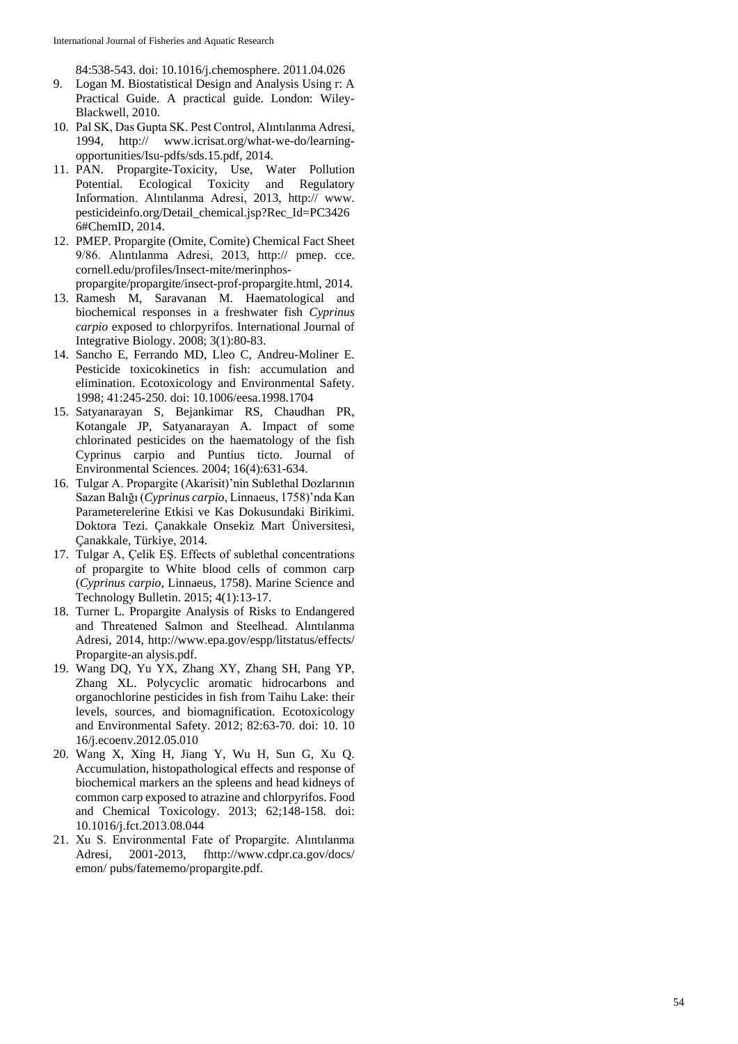84:538-543. doi: 10.1016/j.chemosphere. 2011.04.026

9. Logan M. Biostatistical Design and Analysis Using r: A Practical Guide. A practical guide. London: Wiley-Blackwell, 2010.
10. Pal SK, Das Gupta SK. Pest Control, Alıntılanma Adresi, 1994, http:// www.icrisat.org/what-we-do/learning-opportunities/Isu-pdfs/sds.15.pdf, 2014.
11. PAN. Propargite-Toxicity, Use, Water Pollution Potential. Ecological Toxicity and Regulatory Information. Alıntılanma Adresi, 2013, http:// www. pesticideinfo.org/Detail_chemical.jsp?Rec_Id=PC34266#ChemID, 2014.
12. PMEP. Propargite (Omite, Comite) Chemical Fact Sheet 9/86. Alıntılanma Adresi, 2013, http:// pmep. cce. cornell.edu/profiles/Insect-mite/merinphos-propargite/propargite/insect-prof-propargite.html, 2014.
13. Ramesh M, Saravanan M. Haematological and biochemical responses in a freshwater fish *Cyprinus carpio* exposed to chlorpyrifos. International Journal of Integrative Biology. 2008; 3(1):80-83.
14. Sancho E, Ferrando MD, Lleo C, Andreu-Moliner E. Pesticide toxicokinetics in fish: accumulation and elimination. Ecotoxicology and Environmental Safety. 1998; 41:245-250. doi: 10.1006/eesa.1998.1704
15. Satyanarayan S, Bejankimar RS, Chaudhan PR, Kotangale JP, Satyanarayan A. Impact of some chlorinated pesticides on the haematology of the fish Cyprinus carpio and Puntius ticto. Journal of Environmental Sciences. 2004; 16(4):631-634.
16. Tulgar A. Propargite (Akarisit)'nin Sublethal Dozlarının Sazan Balığı (*Cyprinus carpio*, Linnaeus, 1758)'nda Kan Parameterelerine Etkisi ve Kas Dokusundaki Birikimi. Doktora Tezi. Çanakkale Onsekiz Mart Üniversitesi, Çanakkale, Türkiye, 2014.
17. Tulgar A, Çelik EŞ. Effects of sublethal concentrations of propargite to White blood cells of common carp (*Cyprinus carpio*, Linnaeus, 1758). Marine Science and Technology Bulletin. 2015; 4(1):13-17.
18. Turner L. Propargite Analysis of Risks to Endangered and Threatened Salmon and Steelhead. Alıntılanma Adresi, 2014, http://www.epa.gov/espp/litstatus/effects/Propargite-an alysis.pdf.
19. Wang DQ, Yu YX, Zhang XY, Zhang SH, Pang YP, Zhang XL. Polycyclic aromatic hidrocarbons and organochlorine pesticides in fish from Taihu Lake: their levels, sources, and biomagnification. Ecotoxicology and Environmental Safety. 2012; 82:63-70. doi: 10. 10 16/j.ecoenv.2012.05.010
20. Wang X, Xing H, Jiang Y, Wu H, Sun G, Xu Q. Accumulation, histopathological effects and response of biochemical markers an the spleens and head kidneys of common carp exposed to atrazine and chlorpyrifos. Food and Chemical Toxicology. 2013; 62;148-158. doi: 10.1016/j.fct.2013.08.044
21. Xu S. Environmental Fate of Propargite. Alıntılanma Adresi, 2001-2013, fhttp://www.cdpr.ca.gov/docs/emon/ pubs/fatememo/propargite.pdf.